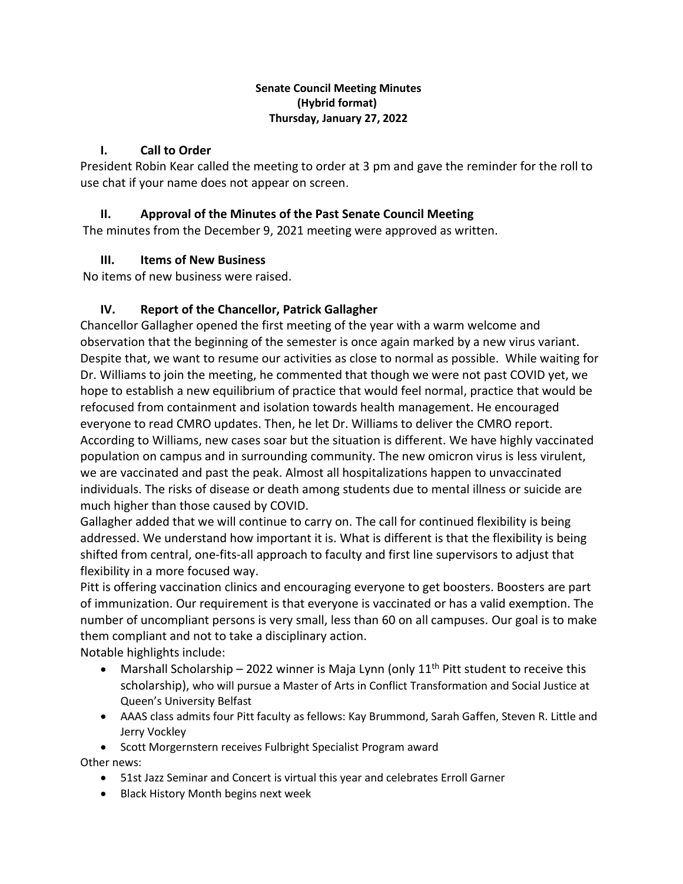**Senate Council Meeting Minutes**
**(Hybrid format)**
**Thursday, January 27, 2022**

## I. Call to Order

President Robin Kear called the meeting to order at 3 pm and gave the reminder for the roll to use chat if your name does not appear on screen.

## II. Approval of the Minutes of the Past Senate Council Meeting

The minutes from the December 9, 2021 meeting were approved as written.

## III. Items of New Business

No items of new business were raised.

## IV. Report of the Chancellor, Patrick Gallagher

Chancellor Gallagher opened the first meeting of the year with a warm welcome and observation that the beginning of the semester is once again marked by a new virus variant. Despite that, we want to resume our activities as close to normal as possible. While waiting for Dr. Williams to join the meeting, he commented that though we were not past COVID yet, we hope to establish a new equilibrium of practice that would feel normal, practice that would be refocused from containment and isolation towards health management. He encouraged everyone to read CMRO updates. Then, he let Dr. Williams to deliver the CMRO report. According to Williams, new cases soar but the situation is different. We have highly vaccinated population on campus and in surrounding community. The new omicron virus is less virulent, we are vaccinated and past the peak. Almost all hospitalizations happen to unvaccinated individuals. The risks of disease or death among students due to mental illness or suicide are much higher than those caused by COVID.

Gallagher added that we will continue to carry on. The call for continued flexibility is being addressed. We understand how important it is. What is different is that the flexibility is being shifted from central, one-fits-all approach to faculty and first line supervisors to adjust that flexibility in a more focused way.

Pitt is offering vaccination clinics and encouraging everyone to get boosters. Boosters are part of immunization. Our requirement is that everyone is vaccinated or has a valid exemption. The number of uncompliant persons is very small, less than 60 on all campuses. Our goal is to make them compliant and not to take a disciplinary action.

Notable highlights include:

- Marshall Scholarship – 2022 winner is Maja Lynn (only 11th Pitt student to receive this scholarship), who will pursue a Master of Arts in Conflict Transformation and Social Justice at Queen's University Belfast
- AAAS class admits four Pitt faculty as fellows: Kay Brummond, Sarah Gaffen, Steven R. Little and Jerry Vockley
- Scott Morgernstern receives Fulbright Specialist Program award

Other news:

- 51st Jazz Seminar and Concert is virtual this year and celebrates Erroll Garner
- Black History Month begins next week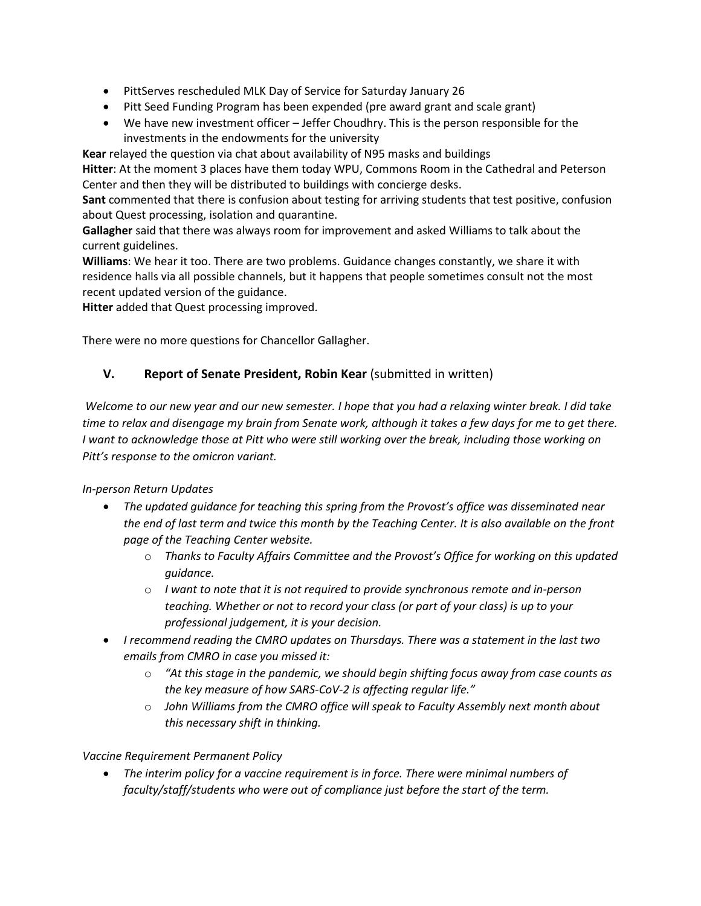- PittServes rescheduled MLK Day of Service for Saturday January 26
- Pitt Seed Funding Program has been expended (pre award grant and scale grant)
- We have new investment officer – Jeffer Choudhry. This is the person responsible for the investments in the endowments for the university

**Kear** relayed the question via chat about availability of N95 masks and buildings

**Hitter**: At the moment 3 places have them today WPU, Commons Room in the Cathedral and Peterson Center and then they will be distributed to buildings with concierge desks.

**Sant** commented that there is confusion about testing for arriving students that test positive, confusion about Quest processing, isolation and quarantine.

**Gallagher** said that there was always room for improvement and asked Williams to talk about the current guidelines.

**Williams**: We hear it too. There are two problems. Guidance changes constantly, we share it with residence halls via all possible channels, but it happens that people sometimes consult not the most recent updated version of the guidance.

**Hitter** added that Quest processing improved.

There were no more questions for Chancellor Gallagher.

## V. Report of Senate President, Robin Kear (submitted in written)

*Welcome to our new year and our new semester. I hope that you had a relaxing winter break. I did take time to relax and disengage my brain from Senate work, although it takes a few days for me to get there. I want to acknowledge those at Pitt who were still working over the break, including those working on Pitt's response to the omicron variant.*

*In-person Return Updates*

- *The updated guidance for teaching this spring from the Provost's office was disseminated near the end of last term and twice this month by the Teaching Center. It is also available on the front page of the Teaching Center website.*
  - *Thanks to Faculty Affairs Committee and the Provost's Office for working on this updated guidance.*
  - *I want to note that it is not required to provide synchronous remote and in-person teaching. Whether or not to record your class (or part of your class) is up to your professional judgement, it is your decision.*
- *I recommend reading the CMRO updates on Thursdays. There was a statement in the last two emails from CMRO in case you missed it:*
  - *"At this stage in the pandemic, we should begin shifting focus away from case counts as the key measure of how SARS-CoV-2 is affecting regular life."*
  - *John Williams from the CMRO office will speak to Faculty Assembly next month about this necessary shift in thinking.*

*Vaccine Requirement Permanent Policy*

- *The interim policy for a vaccine requirement is in force. There were minimal numbers of faculty/staff/students who were out of compliance just before the start of the term.*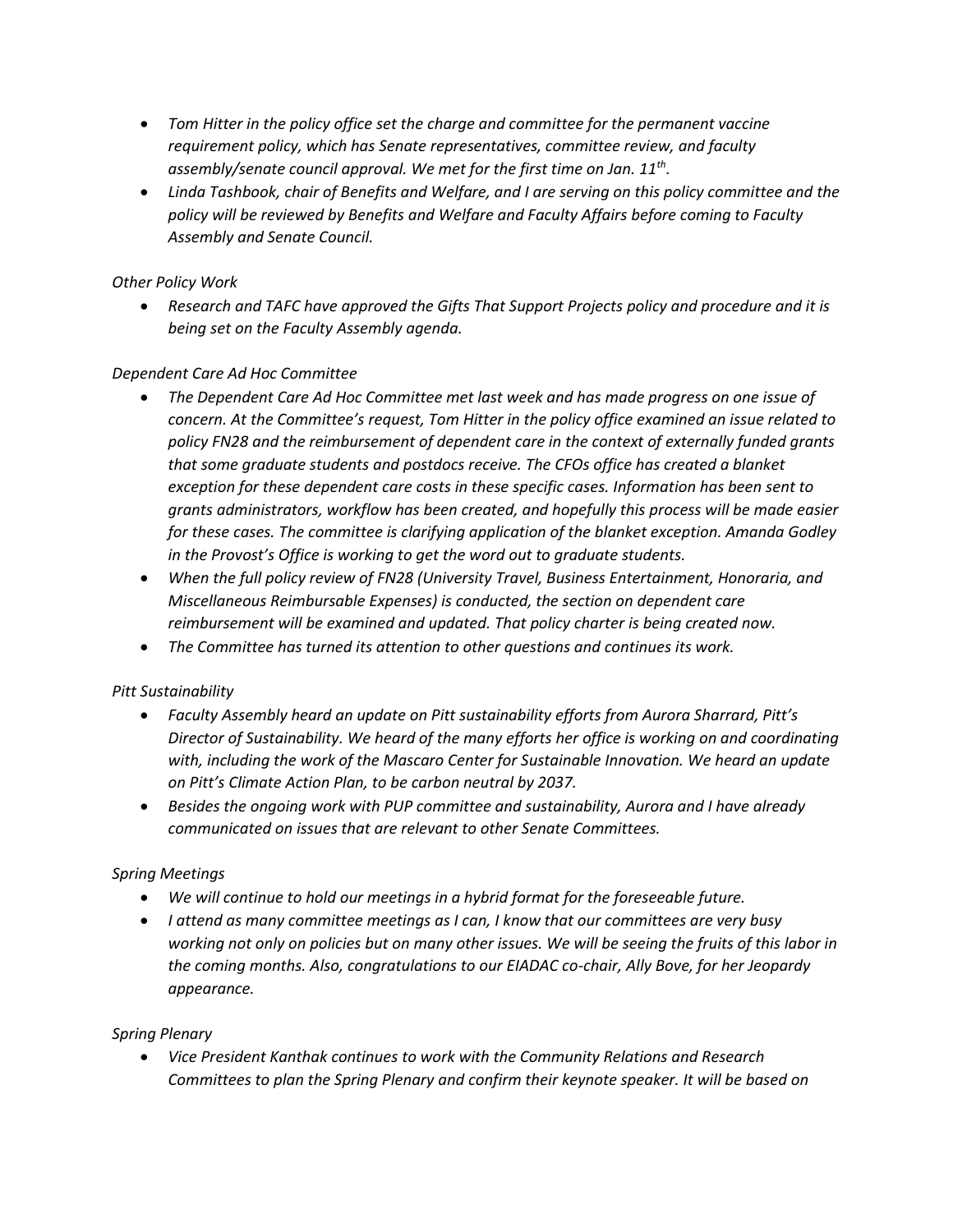- *Tom Hitter in the policy office set the charge and committee for the permanent vaccine requirement policy, which has Senate representatives, committee review, and faculty assembly/senate council approval. We met for the first time on Jan. 11th.*
- *Linda Tashbook, chair of Benefits and Welfare, and I are serving on this policy committee and the policy will be reviewed by Benefits and Welfare and Faculty Affairs before coming to Faculty Assembly and Senate Council.*

*Other Policy Work*

- *Research and TAFC have approved the Gifts That Support Projects policy and procedure and it is being set on the Faculty Assembly agenda.*

*Dependent Care Ad Hoc Committee*

- *The Dependent Care Ad Hoc Committee met last week and has made progress on one issue of concern. At the Committee's request, Tom Hitter in the policy office examined an issue related to policy FN28 and the reimbursement of dependent care in the context of externally funded grants that some graduate students and postdocs receive. The CFOs office has created a blanket exception for these dependent care costs in these specific cases. Information has been sent to grants administrators, workflow has been created, and hopefully this process will be made easier for these cases. The committee is clarifying application of the blanket exception. Amanda Godley in the Provost's Office is working to get the word out to graduate students.*
- *When the full policy review of FN28 (University Travel, Business Entertainment, Honoraria, and Miscellaneous Reimbursable Expenses) is conducted, the section on dependent care reimbursement will be examined and updated. That policy charter is being created now.*
- *The Committee has turned its attention to other questions and continues its work.*

*Pitt Sustainability*

- *Faculty Assembly heard an update on Pitt sustainability efforts from Aurora Sharrard, Pitt's Director of Sustainability. We heard of the many efforts her office is working on and coordinating with, including the work of the Mascaro Center for Sustainable Innovation. We heard an update on Pitt's Climate Action Plan, to be carbon neutral by 2037.*
- *Besides the ongoing work with PUP committee and sustainability, Aurora and I have already communicated on issues that are relevant to other Senate Committees.*

*Spring Meetings*

- *We will continue to hold our meetings in a hybrid format for the foreseeable future.*
- *I attend as many committee meetings as I can, I know that our committees are very busy working not only on policies but on many other issues. We will be seeing the fruits of this labor in the coming months. Also, congratulations to our EIADAC co-chair, Ally Bove, for her Jeopardy appearance.*

*Spring Plenary*

- *Vice President Kanthak continues to work with the Community Relations and Research Committees to plan the Spring Plenary and confirm their keynote speaker. It will be based on*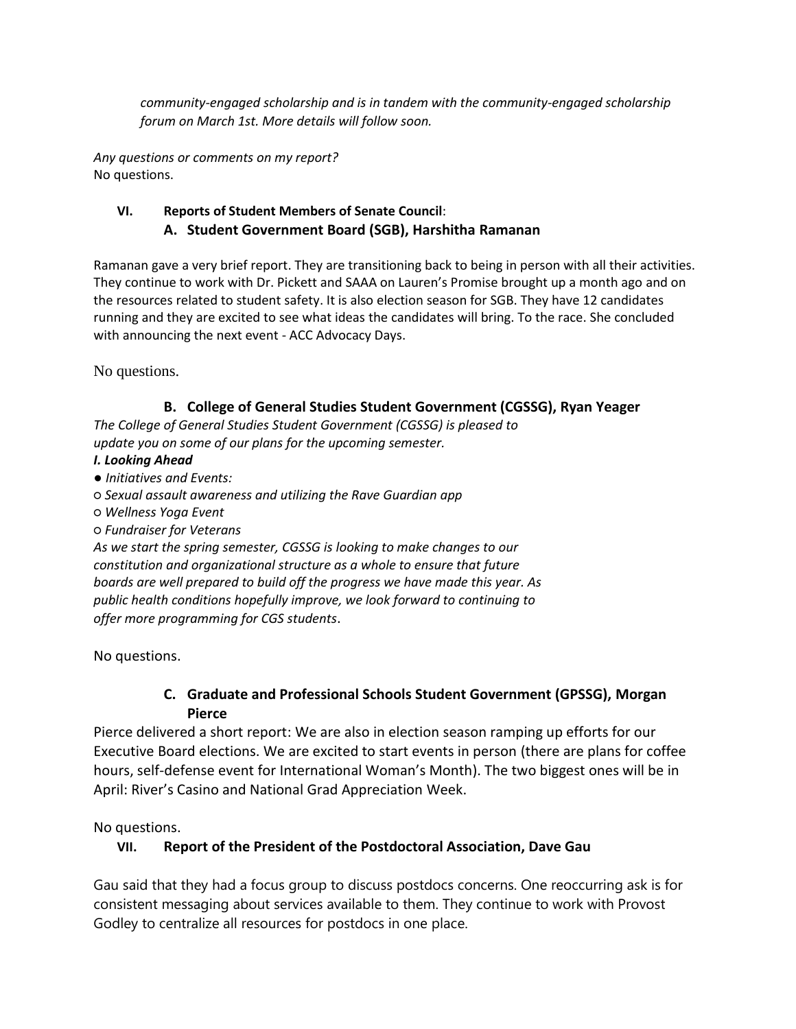*community-engaged scholarship and is in tandem with the community-engaged scholarship forum on March 1st. More details will follow soon.*

*Any questions or comments on my report?*
No questions.

## VI. Reports of Student Members of Senate Council:

### A. Student Government Board (SGB), Harshitha Ramanan

Ramanan gave a very brief report. They are transitioning back to being in person with all their activities. They continue to work with Dr. Pickett and SAAA on Lauren's Promise brought up a month ago and on the resources related to student safety. It is also election season for SGB. They have 12 candidates running and they are excited to see what ideas the candidates will bring. To the race. She concluded with announcing the next event - ACC Advocacy Days.

No questions.

### B. College of General Studies Student Government (CGSSG), Ryan Yeager

*The College of General Studies Student Government (CGSSG) is pleased to update you on some of our plans for the upcoming semester.*

***I. Looking Ahead***

- *Initiatives and Events:*
  - *Sexual assault awareness and utilizing the Rave Guardian app*
  - *Wellness Yoga Event*
  - *Fundraiser for Veterans*

*As we start the spring semester, CGSSG is looking to make changes to our constitution and organizational structure as a whole to ensure that future boards are well prepared to build off the progress we have made this year. As public health conditions hopefully improve, we look forward to continuing to offer more programming for CGS students*.

No questions.

### C. Graduate and Professional Schools Student Government (GPSSG), Morgan Pierce

Pierce delivered a short report: We are also in election season ramping up efforts for our Executive Board elections. We are excited to start events in person (there are plans for coffee hours, self-defense event for International Woman's Month). The two biggest ones will be in April: River's Casino and National Grad Appreciation Week.

No questions.

## VII. Report of the President of the Postdoctoral Association, Dave Gau

Gau said that they had a focus group to discuss postdocs concerns. One reoccurring ask is for consistent messaging about services available to them. They continue to work with Provost Godley to centralize all resources for postdocs in one place.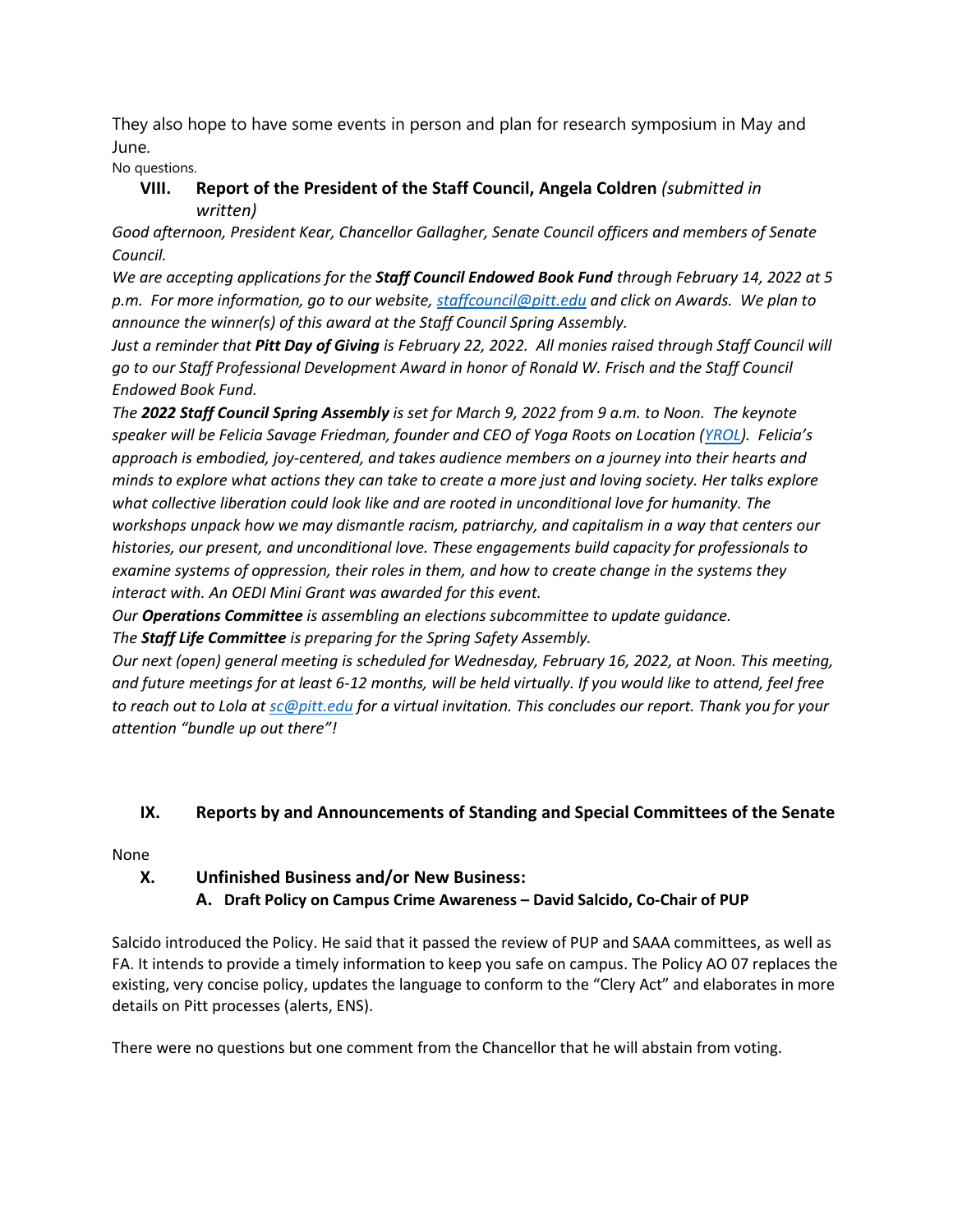They also hope to have some events in person and plan for research symposium in May and June.

No questions.

## VIII. Report of the President of the Staff Council, Angela Coldren *(submitted in written)*

*Good afternoon, President Kear, Chancellor Gallagher, Senate Council officers and members of Senate Council.*

*We are accepting applications for the **Staff Council Endowed Book Fund** through February 14, 2022 at 5 p.m. For more information, go to our website, [staffcouncil@pitt.edu](mailto:staffcouncil@pitt.edu) and click on Awards. We plan to announce the winner(s) of this award at the Staff Council Spring Assembly.*

*Just a reminder that **Pitt Day of Giving** is February 22, 2022. All monies raised through Staff Council will go to our Staff Professional Development Award in honor of Ronald W. Frisch and the Staff Council Endowed Book Fund.*

*The **2022 Staff Council Spring Assembly** is set for March 9, 2022 from 9 a.m. to Noon. The keynote speaker will be Felicia Savage Friedman, founder and CEO of Yoga Roots on Location (YROL). Felicia's approach is embodied, joy-centered, and takes audience members on a journey into their hearts and minds to explore what actions they can take to create a more just and loving society. Her talks explore what collective liberation could look like and are rooted in unconditional love for humanity. The workshops unpack how we may dismantle racism, patriarchy, and capitalism in a way that centers our histories, our present, and unconditional love. These engagements build capacity for professionals to examine systems of oppression, their roles in them, and how to create change in the systems they interact with. An OEDI Mini Grant was awarded for this event.*

*Our **Operations Committee** is assembling an elections subcommittee to update guidance.*

*The **Staff Life Committee** is preparing for the Spring Safety Assembly.*

*Our next (open) general meeting is scheduled for Wednesday, February 16, 2022, at Noon. This meeting, and future meetings for at least 6-12 months, will be held virtually. If you would like to attend, feel free to reach out to Lola at [sc@pitt.edu](mailto:sc@pitt.edu) for a virtual invitation. This concludes our report. Thank you for your attention "bundle up out there"!*

## IX. Reports by and Announcements of Standing and Special Committees of the Senate

None

## X. Unfinished Business and/or New Business:

### A. Draft Policy on Campus Crime Awareness – David Salcido, Co-Chair of PUP

Salcido introduced the Policy. He said that it passed the review of PUP and SAAA committees, as well as FA. It intends to provide a timely information to keep you safe on campus. The Policy AO 07 replaces the existing, very concise policy, updates the language to conform to the "Clery Act" and elaborates in more details on Pitt processes (alerts, ENS).

There were no questions but one comment from the Chancellor that he will abstain from voting.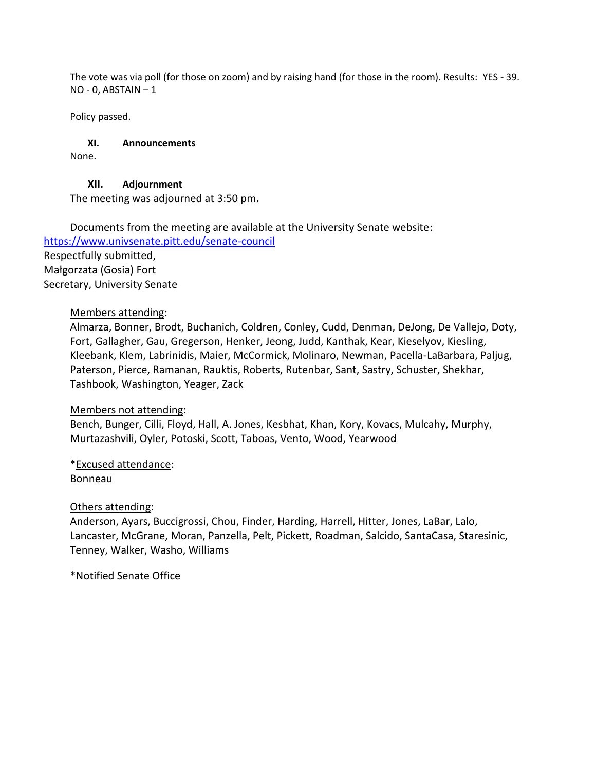The vote was via poll (for those on zoom) and by raising hand (for those in the room). Results: YES - 39. NO - 0, ABSTAIN – 1

Policy passed.

## XI. Announcements

None.

## XII. Adjournment

The meeting was adjourned at 3:50 pm**.**

Documents from the meeting are available at the University Senate website: [https://www.univsenate.pitt.edu/senate-council](https://www.univsenate.pitt.edu/senate-council)

Respectfully submitted,
Małgorzata (Gosia) Fort
Secretary, University Senate

Members attending:
Almarza, Bonner, Brodt, Buchanich, Coldren, Conley, Cudd, Denman, DeJong, De Vallejo, Doty, Fort, Gallagher, Gau, Gregerson, Henker, Jeong, Judd, Kanthak, Kear, Kieselyov, Kiesling, Kleebank, Klem, Labrinidis, Maier, McCormick, Molinaro, Newman, Pacella-LaBarbara, Paljug, Paterson, Pierce, Ramanan, Rauktis, Roberts, Rutenbar, Sant, Sastry, Schuster, Shekhar, Tashbook, Washington, Yeager, Zack

Members not attending:
Bench, Bunger, Cilli, Floyd, Hall, A. Jones, Kesbhat, Khan, Kory, Kovacs, Mulcahy, Murphy, Murtazashvili, Oyler, Potoski, Scott, Taboas, Vento, Wood, Yearwood

*Excused attendance:
Bonneau

Others attending:
Anderson, Ayars, Buccigrossi, Chou, Finder, Harding, Harrell, Hitter, Jones, LaBar, Lalo, Lancaster, McGrane, Moran, Panzella, Pelt, Pickett, Roadman, Salcido, SantaCasa, Staresinic, Tenney, Walker, Washo, Williams

*Notified Senate Office